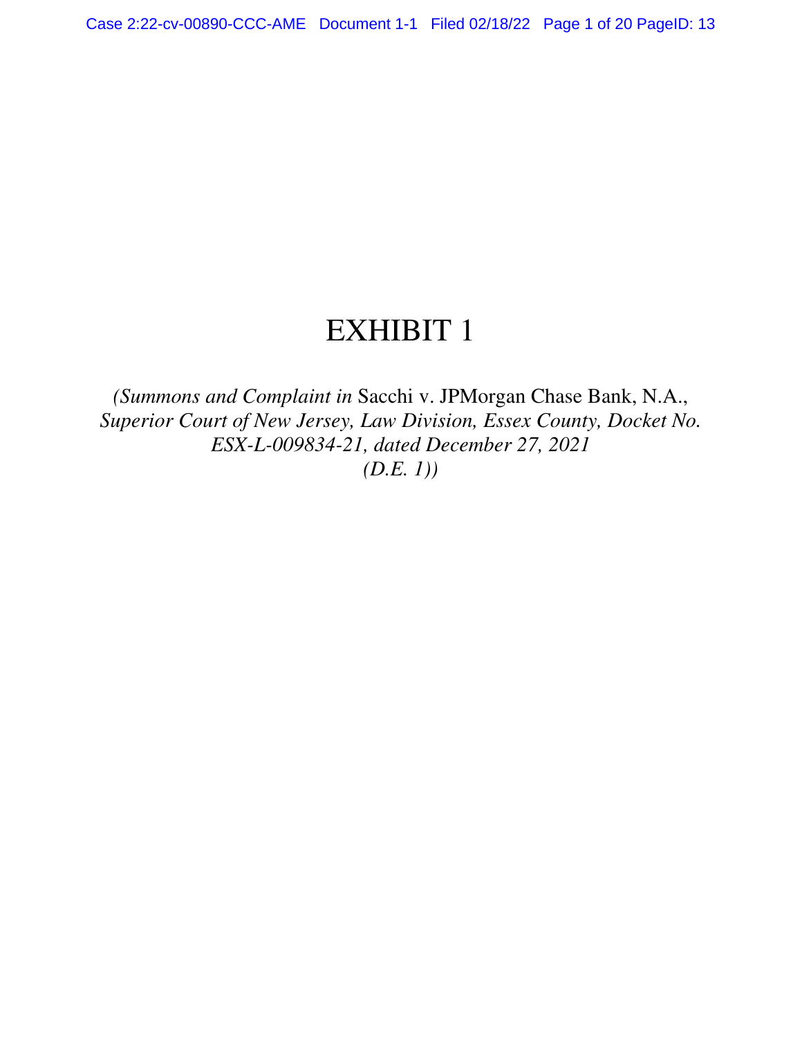# EXHIBIT 1

*(Summons and Complaint in* Sacchi v. JPMorgan Chase Bank, N.A., *Superior Court of New Jersey, Law Division, Essex County, Docket No. ESX-L-009834-21, dated December 27, 2021*
*(D.E. 1))*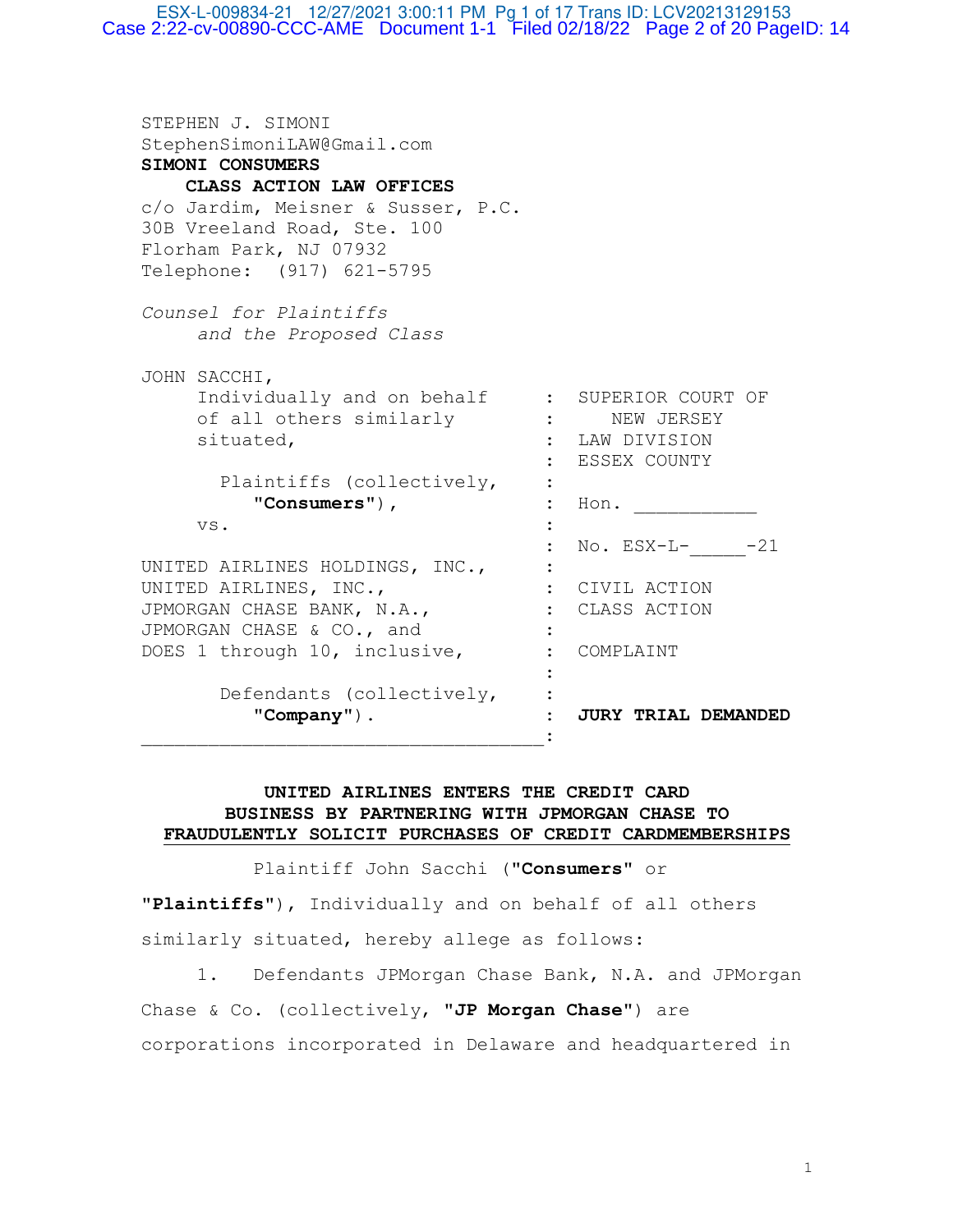STEPHEN J. SIMONI
StephenSimoniLAW@Gmail.com
**SIMONI CONSUMERS**
**CLASS ACTION LAW OFFICES**
c/o Jardim, Meisner & Susser, P.C.
30B Vreeland Road, Ste. 100
Florham Park, NJ 07932
Telephone: (917) 621-5795

*Counsel for Plaintiffs*
*and the Proposed Class*

| | | |
|---|---|---|
| JOHN SACCHI, Individually and on behalf of all others similarly situated, | : | SUPERIOR COURT OF NEW JERSEY LAW DIVISION ESSEX COUNTY |
| Plaintiffs (collectively, **"Consumers"**), | : | Hon. ___________ |
| vs. | : | No. ESX-L-_____-21 |
| UNITED AIRLINES HOLDINGS, INC., UNITED AIRLINES, INC., JPMORGAN CHASE BANK, N.A., JPMORGAN CHASE & CO., and DOES 1 through 10, inclusive, | : | CIVIL ACTION CLASS ACTION COMPLAINT |
| Defendants (collectively, **"Company"**). | : | **JURY TRIAL DEMANDED** |

**UNITED AIRLINES ENTERS THE CREDIT CARD BUSINESS BY PARTNERING WITH JPMORGAN CHASE TO FRAUDULENTLY SOLICIT PURCHASES OF CREDIT CARDMEMBERSHIPS**

Plaintiff John Sacchi (**"Consumers"** or **"Plaintiffs"**), Individually and on behalf of all others similarly situated, hereby allege as follows:

1. Defendants JPMorgan Chase Bank, N.A. and JPMorgan Chase & Co. (collectively, **"JP Morgan Chase"**) are corporations incorporated in Delaware and headquartered in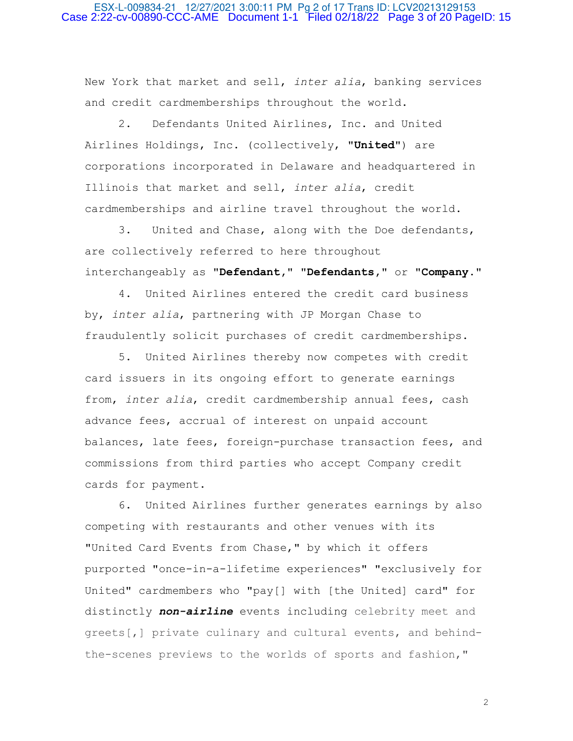New York that market and sell, *inter alia*, banking services and credit cardmemberships throughout the world.

2. Defendants United Airlines, Inc. and United Airlines Holdings, Inc. (collectively, "**United**") are corporations incorporated in Delaware and headquartered in Illinois that market and sell, *inter alia*, credit cardmemberships and airline travel throughout the world.

3. United and Chase, along with the Doe defendants, are collectively referred to here throughout interchangeably as "**Defendant**," "**Defendants**," or "**Company**."

4. United Airlines entered the credit card business by, *inter alia*, partnering with JP Morgan Chase to fraudulently solicit purchases of credit cardmemberships.

5. United Airlines thereby now competes with credit card issuers in its ongoing effort to generate earnings from, *inter alia*, credit cardmembership annual fees, cash advance fees, accrual of interest on unpaid account balances, late fees, foreign-purchase transaction fees, and commissions from third parties who accept Company credit cards for payment.

6. United Airlines further generates earnings by also competing with restaurants and other venues with its "United Card Events from Chase," by which it offers purported "once-in-a-lifetime experiences" "exclusively for United" cardmembers who "pay[] with [the United] card" for distinctly ***non-airline*** events including celebrity meet and greets[,] private culinary and cultural events, and behind-the-scenes previews to the worlds of sports and fashion,"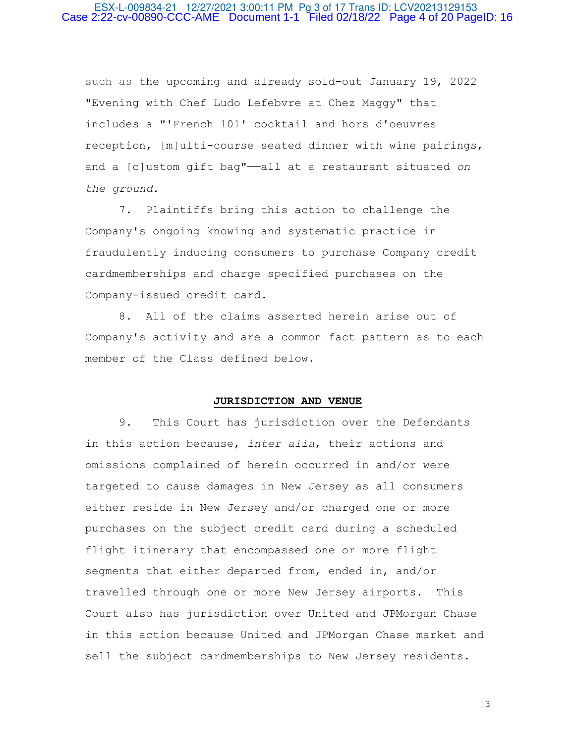such as the upcoming and already sold-out January 19, 2022 "Evening with Chef Ludo Lefebvre at Chez Maggy" that includes a "'French 101' cocktail and hors d'oeuvres reception, [m]ulti-course seated dinner with wine pairings, and a [c]ustom gift bag"——all at a restaurant situated *on the ground*.

7. Plaintiffs bring this action to challenge the Company's ongoing knowing and systematic practice in fraudulently inducing consumers to purchase Company credit cardmemberships and charge specified purchases on the Company-issued credit card.

8. All of the claims asserted herein arise out of Company's activity and are a common fact pattern as to each member of the Class defined below.

## JURISDICTION AND VENUE

9. This Court has jurisdiction over the Defendants in this action because, *inter alia*, their actions and omissions complained of herein occurred in and/or were targeted to cause damages in New Jersey as all consumers either reside in New Jersey and/or charged one or more purchases on the subject credit card during a scheduled flight itinerary that encompassed one or more flight segments that either departed from, ended in, and/or travelled through one or more New Jersey airports. This Court also has jurisdiction over United and JPMorgan Chase in this action because United and JPMorgan Chase market and sell the subject cardmemberships to New Jersey residents.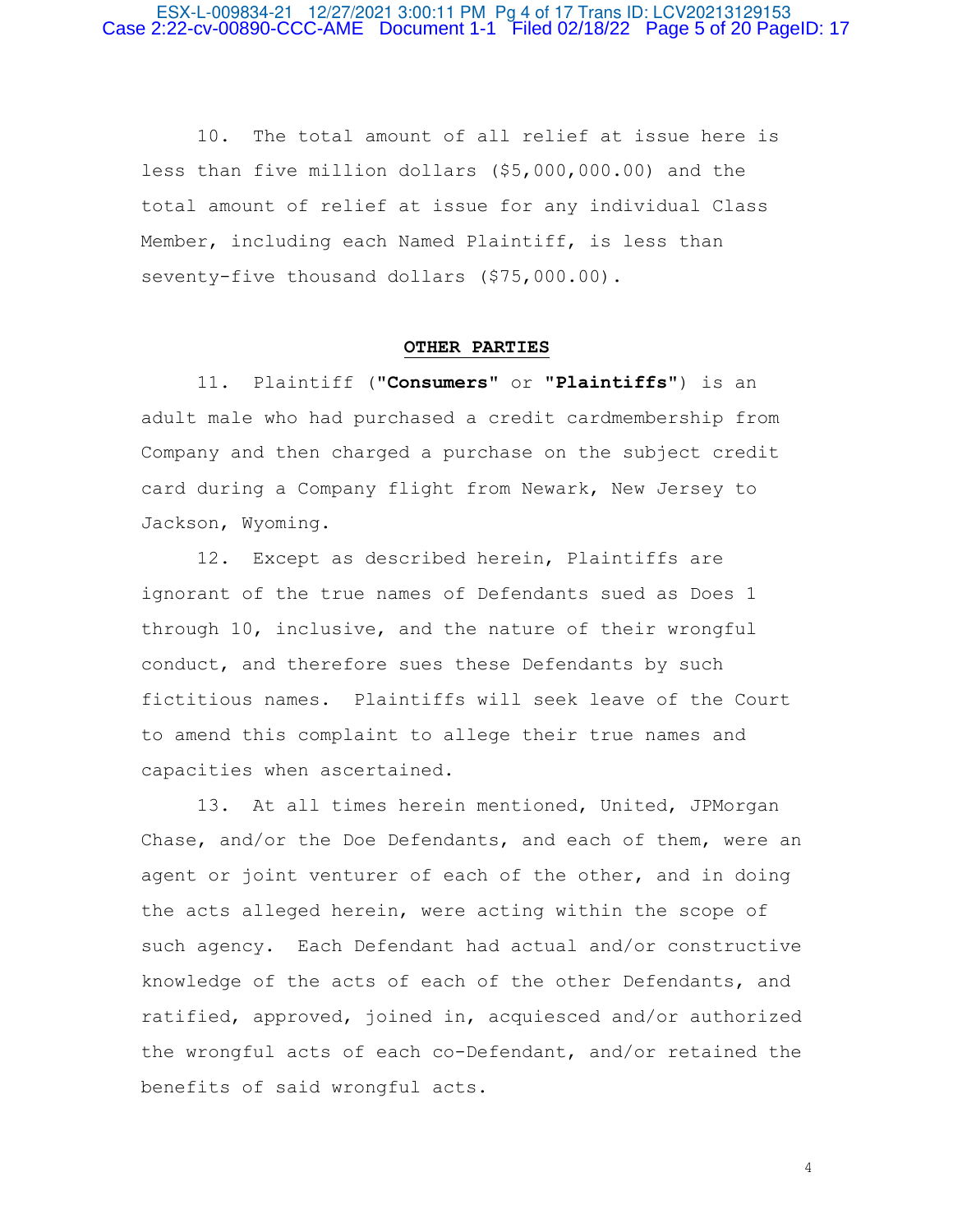10. The total amount of all relief at issue here is less than five million dollars ($5,000,000.00) and the total amount of relief at issue for any individual Class Member, including each Named Plaintiff, is less than seventy-five thousand dollars ($75,000.00).

## OTHER PARTIES

11. Plaintiff ("**Consumers**" or "**Plaintiffs**") is an adult male who had purchased a credit cardmembership from Company and then charged a purchase on the subject credit card during a Company flight from Newark, New Jersey to Jackson, Wyoming.

12. Except as described herein, Plaintiffs are ignorant of the true names of Defendants sued as Does 1 through 10, inclusive, and the nature of their wrongful conduct, and therefore sues these Defendants by such fictitious names. Plaintiffs will seek leave of the Court to amend this complaint to allege their true names and capacities when ascertained.

13. At all times herein mentioned, United, JPMorgan Chase, and/or the Doe Defendants, and each of them, were an agent or joint venturer of each of the other, and in doing the acts alleged herein, were acting within the scope of such agency. Each Defendant had actual and/or constructive knowledge of the acts of each of the other Defendants, and ratified, approved, joined in, acquiesced and/or authorized the wrongful acts of each co-Defendant, and/or retained the benefits of said wrongful acts.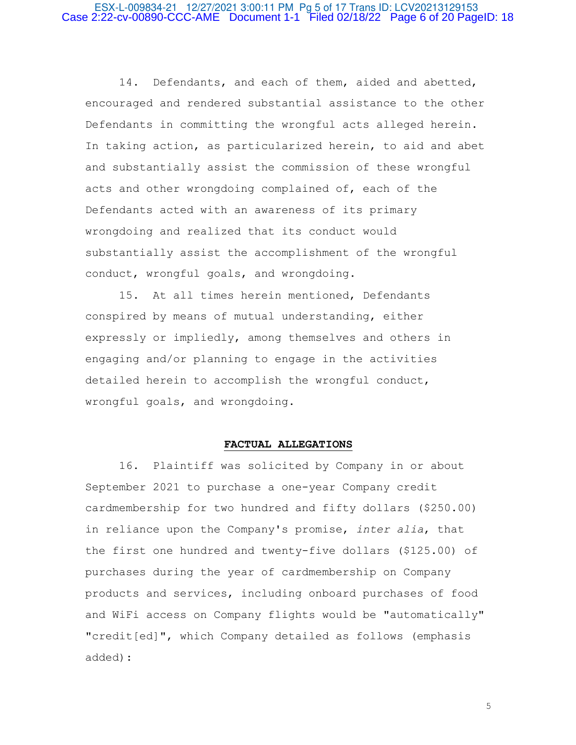14. Defendants, and each of them, aided and abetted, encouraged and rendered substantial assistance to the other Defendants in committing the wrongful acts alleged herein. In taking action, as particularized herein, to aid and abet and substantially assist the commission of these wrongful acts and other wrongdoing complained of, each of the Defendants acted with an awareness of its primary wrongdoing and realized that its conduct would substantially assist the accomplishment of the wrongful conduct, wrongful goals, and wrongdoing.

15. At all times herein mentioned, Defendants conspired by means of mutual understanding, either expressly or impliedly, among themselves and others in engaging and/or planning to engage in the activities detailed herein to accomplish the wrongful conduct, wrongful goals, and wrongdoing.

## FACTUAL ALLEGATIONS

16. Plaintiff was solicited by Company in or about September 2021 to purchase a one-year Company credit cardmembership for two hundred and fifty dollars ($250.00) in reliance upon the Company's promise, *inter alia*, that the first one hundred and twenty-five dollars ($125.00) of purchases during the year of cardmembership on Company products and services, including onboard purchases of food and WiFi access on Company flights would be "automatically" "credit[ed]", which Company detailed as follows (emphasis added):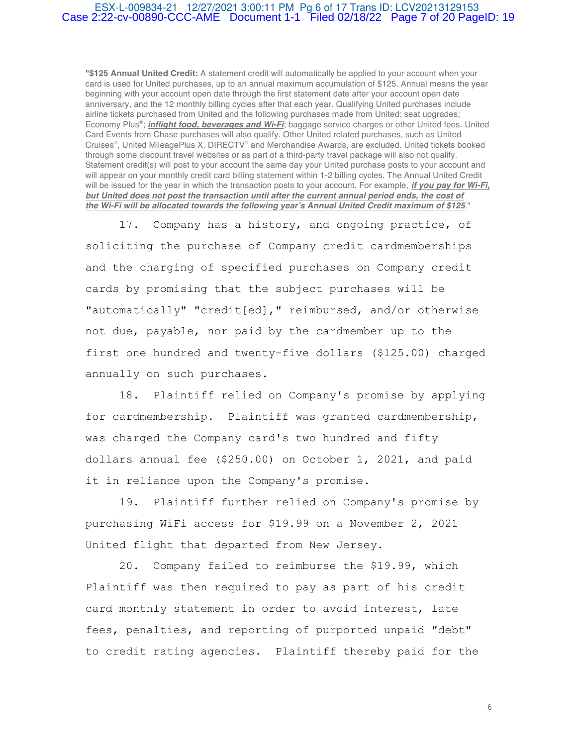"**$125 Annual United Credit:** A statement credit will automatically be applied to your account when your card is used for United purchases, up to an annual maximum accumulation of $125. Annual means the year beginning with your account open date through the first statement date after your account open date anniversary, and the 12 monthly billing cycles after that each year. Qualifying United purchases include airline tickets purchased from United and the following purchases made from United: seat upgrades; Economy Plus®; ***inflight food, beverages and Wi-Fi***; baggage service charges or other United fees. United Card Events from Chase purchases will also qualify. Other United related purchases, such as United Cruises®, United MileagePlus X, DIRECTV® and Merchandise Awards, are excluded. United tickets booked through some discount travel websites or as part of a third-party travel package will also not qualify. Statement credit(s) will post to your account the same day your United purchase posts to your account and will appear on your monthly credit card billing statement within 1-2 billing cycles. The Annual United Credit will be issued for the year in which the transaction posts to your account. For example, ***if you pay for Wi-Fi, but United does not post the transaction until after the current annual period ends, the cost of the Wi-Fi will be allocated towards the following year's Annual United Credit maximum of $125***."

17. Company has a history, and ongoing practice, of soliciting the purchase of Company credit cardmemberships and the charging of specified purchases on Company credit cards by promising that the subject purchases will be "automatically" "credit[ed]," reimbursed, and/or otherwise not due, payable, nor paid by the cardmember up to the first one hundred and twenty-five dollars ($125.00) charged annually on such purchases.

18. Plaintiff relied on Company's promise by applying for cardmembership. Plaintiff was granted cardmembership, was charged the Company card's two hundred and fifty dollars annual fee ($250.00) on October 1, 2021, and paid it in reliance upon the Company's promise.

19. Plaintiff further relied on Company's promise by purchasing WiFi access for $19.99 on a November 2, 2021 United flight that departed from New Jersey.

20. Company failed to reimburse the $19.99, which Plaintiff was then required to pay as part of his credit card monthly statement in order to avoid interest, late fees, penalties, and reporting of purported unpaid "debt" to credit rating agencies. Plaintiff thereby paid for the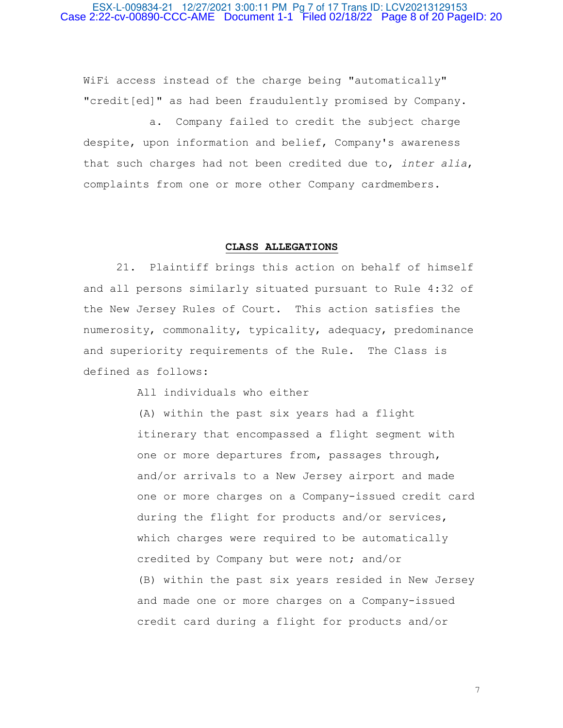WiFi access instead of the charge being "automatically" "credit[ed]" as had been fraudulently promised by Company.

a. Company failed to credit the subject charge despite, upon information and belief, Company's awareness that such charges had not been credited due to, *inter alia*, complaints from one or more other Company cardmembers.

## **CLASS ALLEGATIONS**

21. Plaintiff brings this action on behalf of himself and all persons similarly situated pursuant to Rule 4:32 of the New Jersey Rules of Court. This action satisfies the numerosity, commonality, typicality, adequacy, predominance and superiority requirements of the Rule. The Class is defined as follows:

> All individuals who either
>
> (A) within the past six years had a flight itinerary that encompassed a flight segment with one or more departures from, passages through, and/or arrivals to a New Jersey airport and made one or more charges on a Company-issued credit card during the flight for products and/or services, which charges were required to be automatically credited by Company but were not; and/or
>
> (B) within the past six years resided in New Jersey and made one or more charges on a Company-issued credit card during a flight for products and/or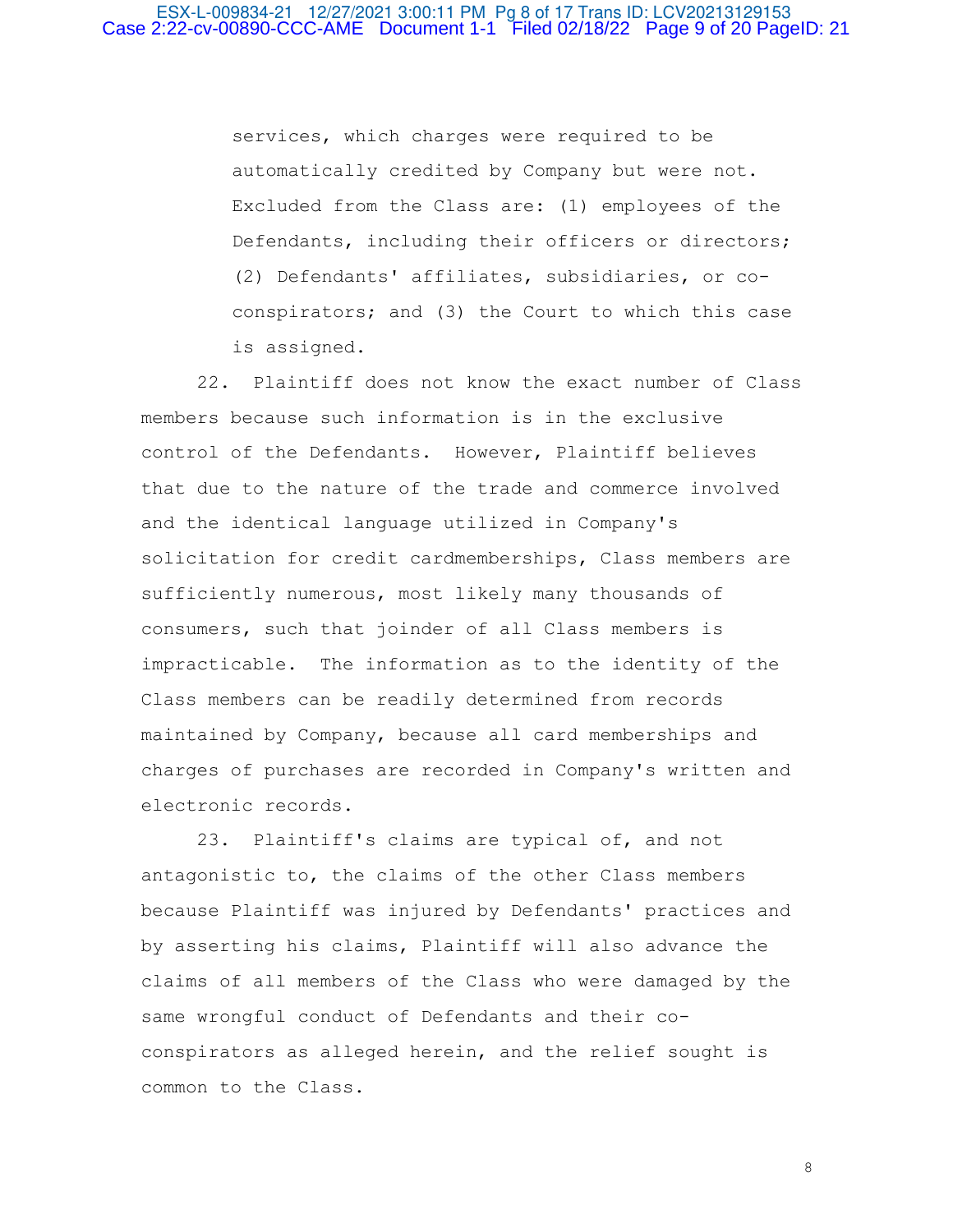services, which charges were required to be automatically credited by Company but were not. Excluded from the Class are: (1) employees of the Defendants, including their officers or directors; (2) Defendants' affiliates, subsidiaries, or co-conspirators; and (3) the Court to which this case is assigned.

22. Plaintiff does not know the exact number of Class members because such information is in the exclusive control of the Defendants. However, Plaintiff believes that due to the nature of the trade and commerce involved and the identical language utilized in Company's solicitation for credit cardmemberships, Class members are sufficiently numerous, most likely many thousands of consumers, such that joinder of all Class members is impracticable. The information as to the identity of the Class members can be readily determined from records maintained by Company, because all card memberships and charges of purchases are recorded in Company's written and electronic records.

23. Plaintiff's claims are typical of, and not antagonistic to, the claims of the other Class members because Plaintiff was injured by Defendants' practices and by asserting his claims, Plaintiff will also advance the claims of all members of the Class who were damaged by the same wrongful conduct of Defendants and their co-conspirators as alleged herein, and the relief sought is common to the Class.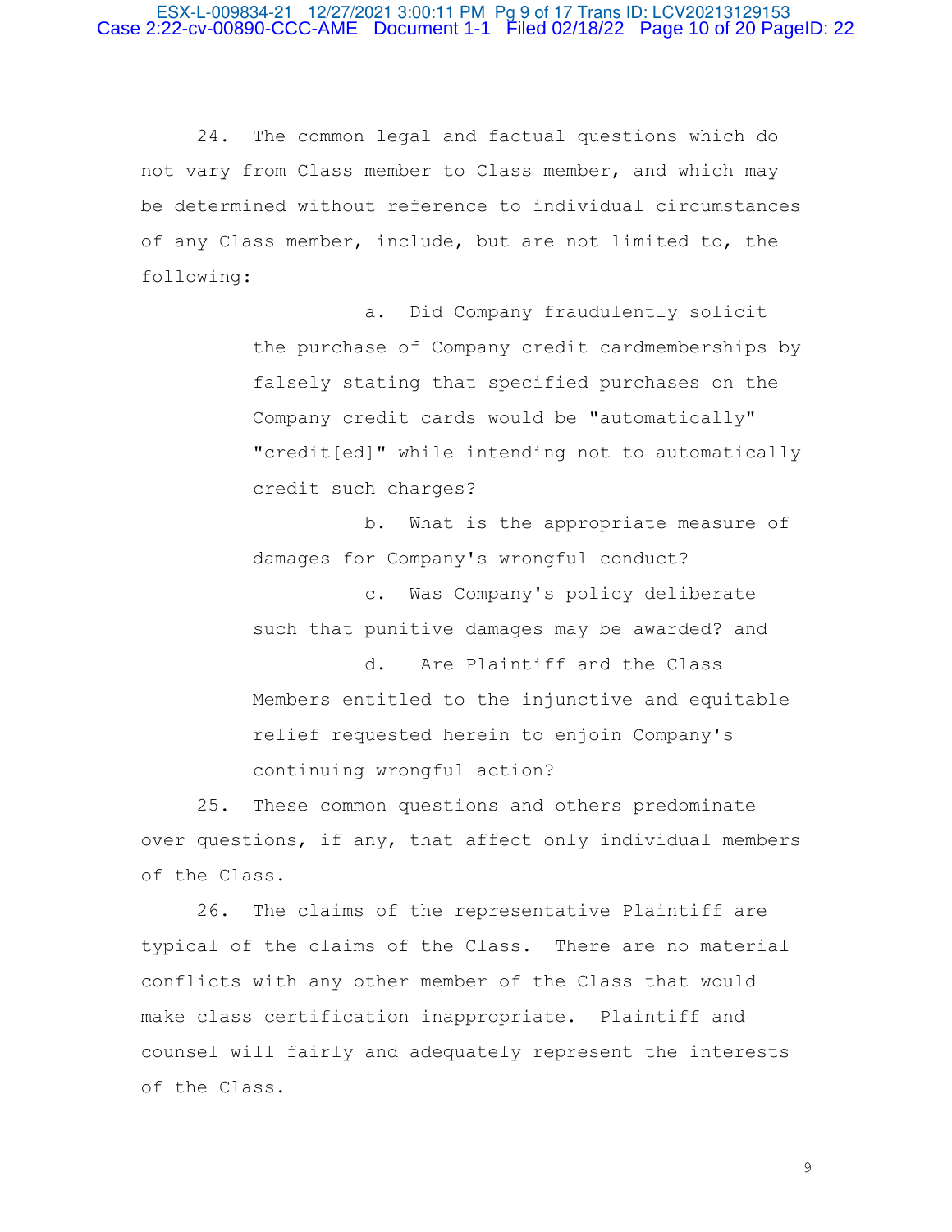24. The common legal and factual questions which do not vary from Class member to Class member, and which may be determined without reference to individual circumstances of any Class member, include, but are not limited to, the following:

a. Did Company fraudulently solicit the purchase of Company credit cardmemberships by falsely stating that specified purchases on the Company credit cards would be "automatically" "credit[ed]" while intending not to automatically credit such charges?

b. What is the appropriate measure of damages for Company's wrongful conduct?

c. Was Company's policy deliberate such that punitive damages may be awarded? and

d. Are Plaintiff and the Class Members entitled to the injunctive and equitable relief requested herein to enjoin Company's continuing wrongful action?

25. These common questions and others predominate over questions, if any, that affect only individual members of the Class.

26. The claims of the representative Plaintiff are typical of the claims of the Class. There are no material conflicts with any other member of the Class that would make class certification inappropriate. Plaintiff and counsel will fairly and adequately represent the interests of the Class.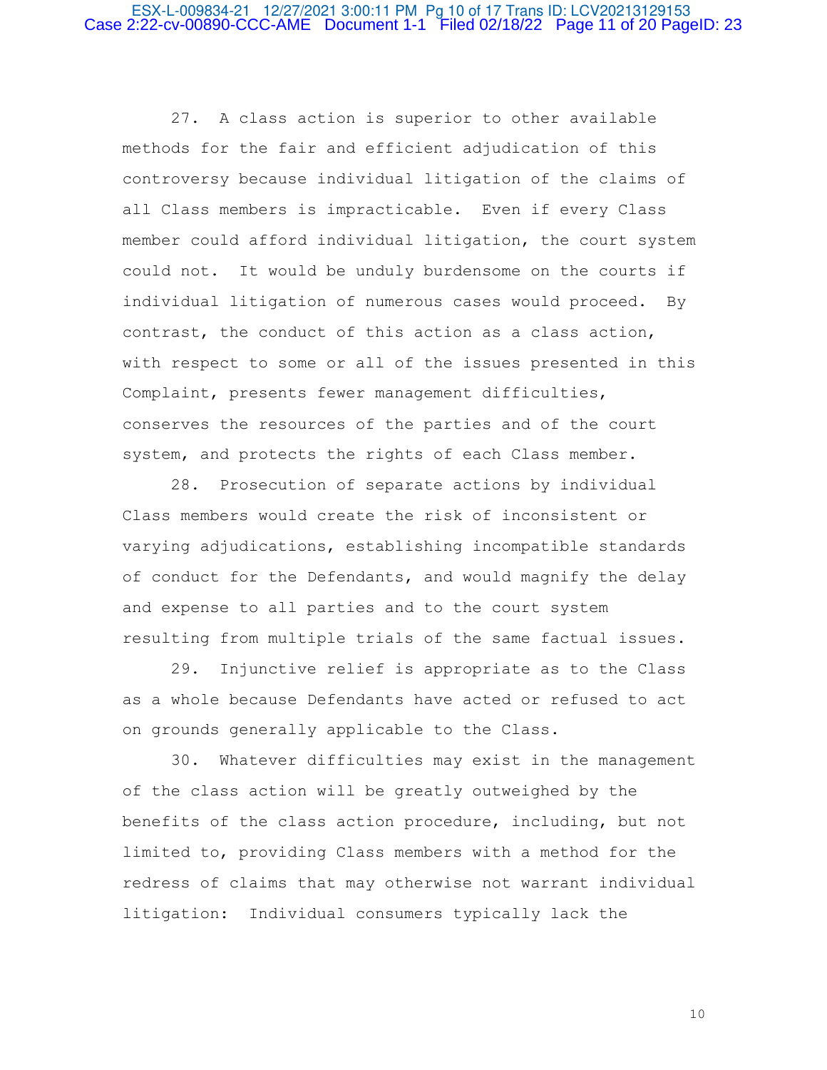27. A class action is superior to other available methods for the fair and efficient adjudication of this controversy because individual litigation of the claims of all Class members is impracticable. Even if every Class member could afford individual litigation, the court system could not. It would be unduly burdensome on the courts if individual litigation of numerous cases would proceed. By contrast, the conduct of this action as a class action, with respect to some or all of the issues presented in this Complaint, presents fewer management difficulties, conserves the resources of the parties and of the court system, and protects the rights of each Class member.

28. Prosecution of separate actions by individual Class members would create the risk of inconsistent or varying adjudications, establishing incompatible standards of conduct for the Defendants, and would magnify the delay and expense to all parties and to the court system resulting from multiple trials of the same factual issues.

29. Injunctive relief is appropriate as to the Class as a whole because Defendants have acted or refused to act on grounds generally applicable to the Class.

30. Whatever difficulties may exist in the management of the class action will be greatly outweighed by the benefits of the class action procedure, including, but not limited to, providing Class members with a method for the redress of claims that may otherwise not warrant individual litigation: Individual consumers typically lack the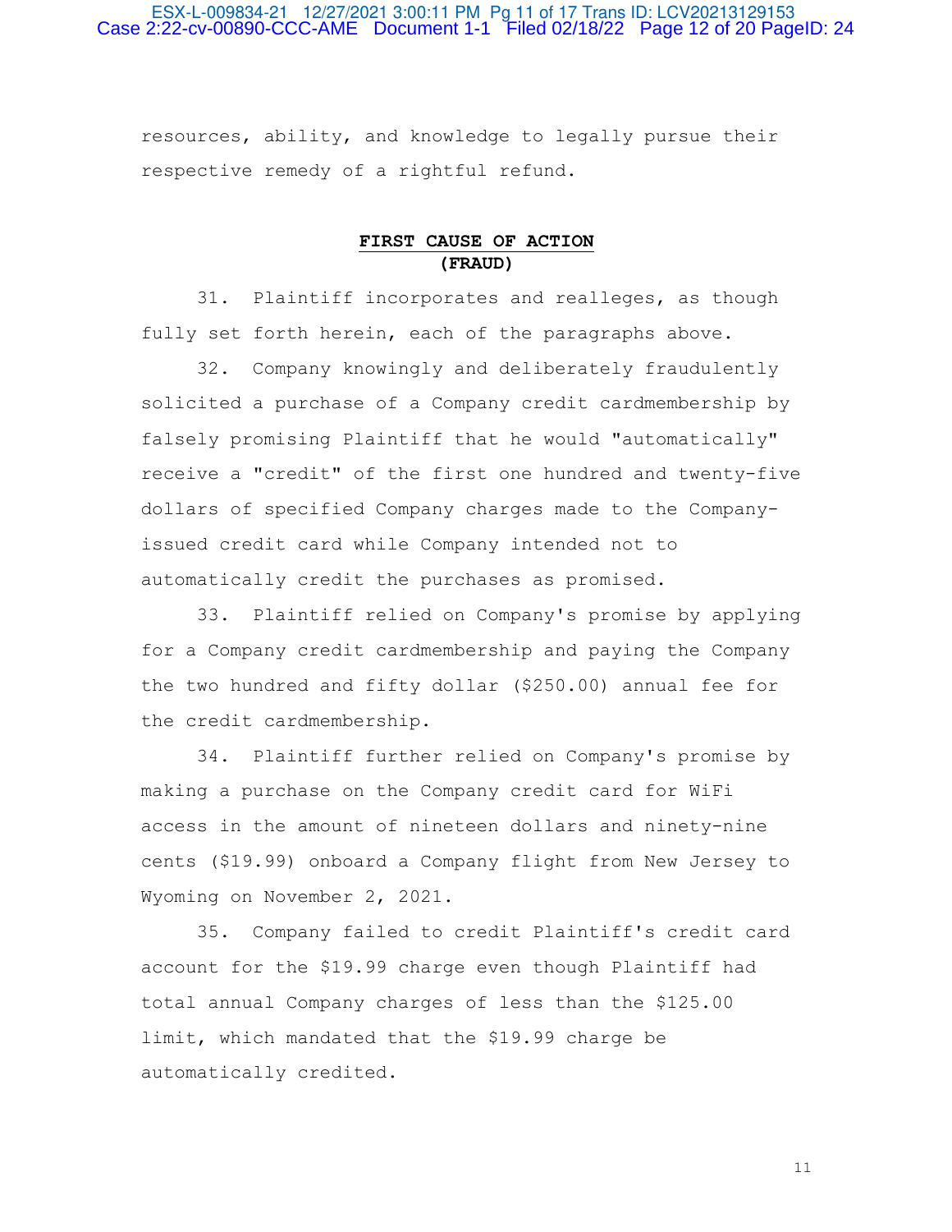resources, ability, and knowledge to legally pursue their respective remedy of a rightful refund.

## FIRST CAUSE OF ACTION
**(FRAUD)**

31. Plaintiff incorporates and realleges, as though fully set forth herein, each of the paragraphs above.

32. Company knowingly and deliberately fraudulently solicited a purchase of a Company credit cardmembership by falsely promising Plaintiff that he would "automatically" receive a "credit" of the first one hundred and twenty-five dollars of specified Company charges made to the Company-issued credit card while Company intended not to automatically credit the purchases as promised.

33. Plaintiff relied on Company's promise by applying for a Company credit cardmembership and paying the Company the two hundred and fifty dollar ($250.00) annual fee for the credit cardmembership.

34. Plaintiff further relied on Company's promise by making a purchase on the Company credit card for WiFi access in the amount of nineteen dollars and ninety-nine cents ($19.99) onboard a Company flight from New Jersey to Wyoming on November 2, 2021.

35. Company failed to credit Plaintiff's credit card account for the $19.99 charge even though Plaintiff had total annual Company charges of less than the $125.00 limit, which mandated that the $19.99 charge be automatically credited.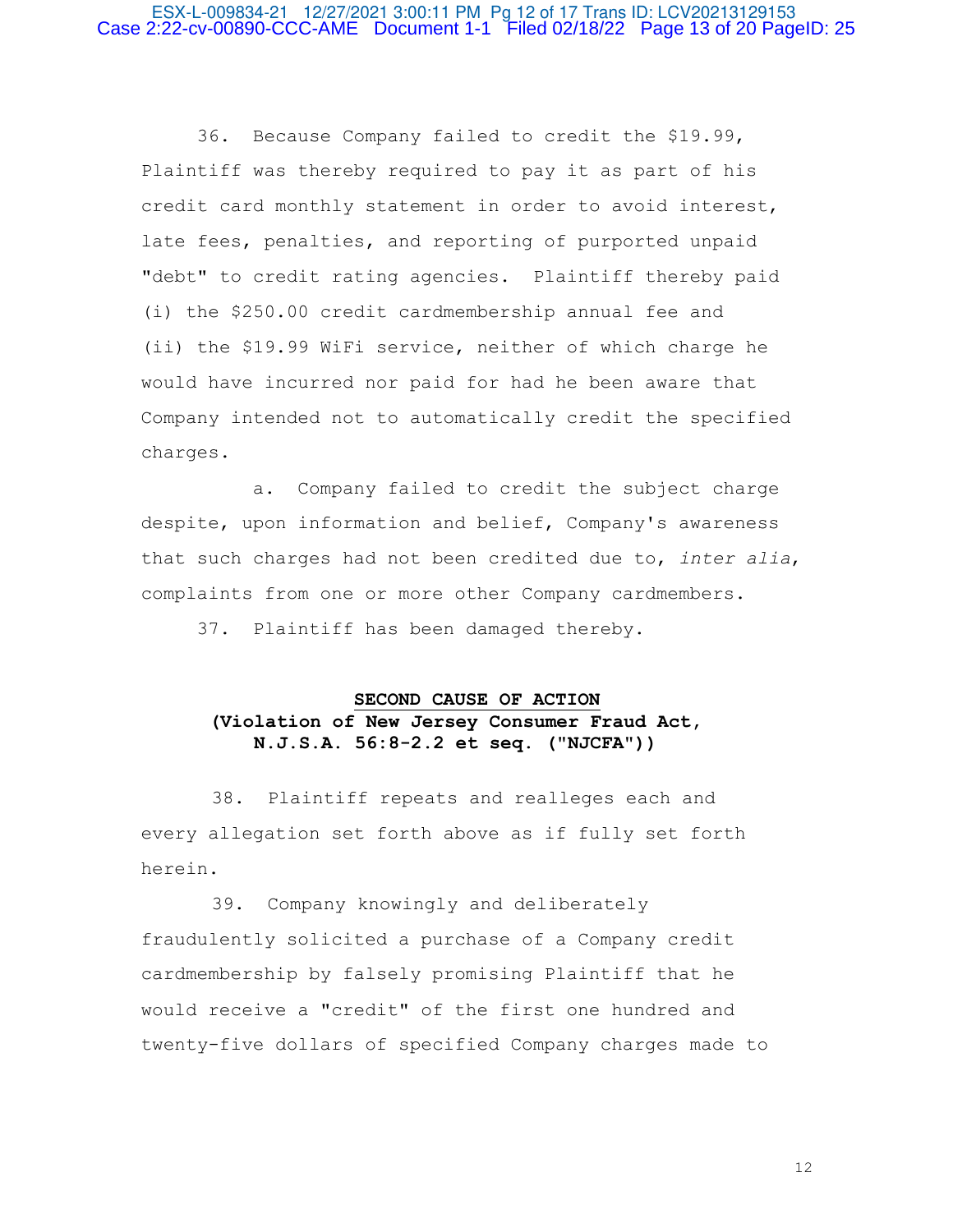36. Because Company failed to credit the $19.99, Plaintiff was thereby required to pay it as part of his credit card monthly statement in order to avoid interest, late fees, penalties, and reporting of purported unpaid "debt" to credit rating agencies. Plaintiff thereby paid (i) the $250.00 credit cardmembership annual fee and (ii) the $19.99 WiFi service, neither of which charge he would have incurred nor paid for had he been aware that Company intended not to automatically credit the specified charges.

a. Company failed to credit the subject charge despite, upon information and belief, Company's awareness that such charges had not been credited due to, *inter alia*, complaints from one or more other Company cardmembers.

37. Plaintiff has been damaged thereby.

**SECOND CAUSE OF ACTION**
**(Violation of New Jersey Consumer Fraud Act, N.J.S.A. 56:8-2.2 et seq. ("NJCFA"))**

38. Plaintiff repeats and realleges each and every allegation set forth above as if fully set forth herein.

39. Company knowingly and deliberately fraudulently solicited a purchase of a Company credit cardmembership by falsely promising Plaintiff that he would receive a "credit" of the first one hundred and twenty-five dollars of specified Company charges made to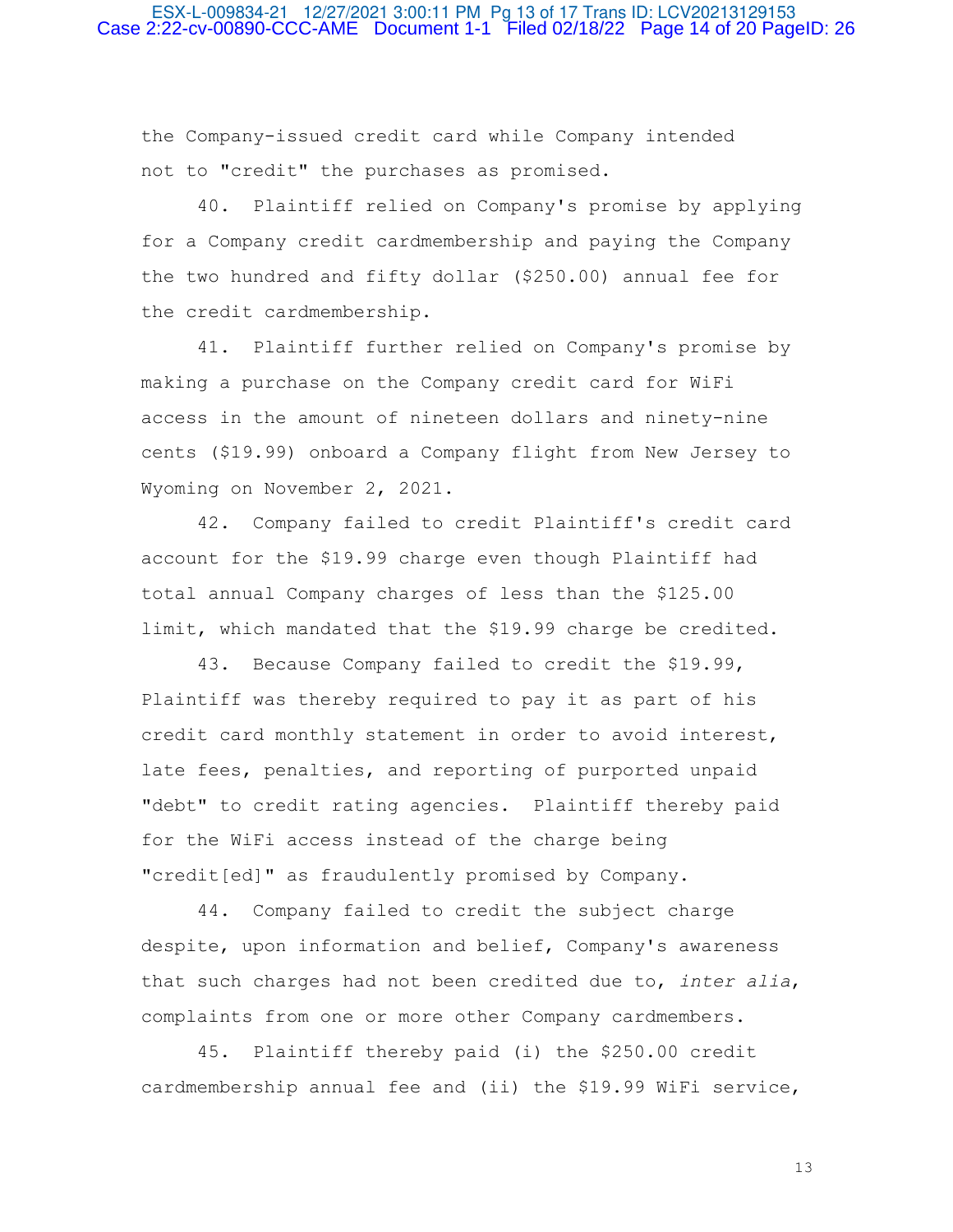the Company-issued credit card while Company intended not to "credit" the purchases as promised.

40. Plaintiff relied on Company's promise by applying for a Company credit cardmembership and paying the Company the two hundred and fifty dollar ($250.00) annual fee for the credit cardmembership.

41. Plaintiff further relied on Company's promise by making a purchase on the Company credit card for WiFi access in the amount of nineteen dollars and ninety-nine cents ($19.99) onboard a Company flight from New Jersey to Wyoming on November 2, 2021.

42. Company failed to credit Plaintiff's credit card account for the $19.99 charge even though Plaintiff had total annual Company charges of less than the $125.00 limit, which mandated that the $19.99 charge be credited.

43. Because Company failed to credit the $19.99, Plaintiff was thereby required to pay it as part of his credit card monthly statement in order to avoid interest, late fees, penalties, and reporting of purported unpaid "debt" to credit rating agencies. Plaintiff thereby paid for the WiFi access instead of the charge being "credit[ed]" as fraudulently promised by Company.

44. Company failed to credit the subject charge despite, upon information and belief, Company's awareness that such charges had not been credited due to, *inter alia*, complaints from one or more other Company cardmembers.

45. Plaintiff thereby paid (i) the $250.00 credit cardmembership annual fee and (ii) the $19.99 WiFi service,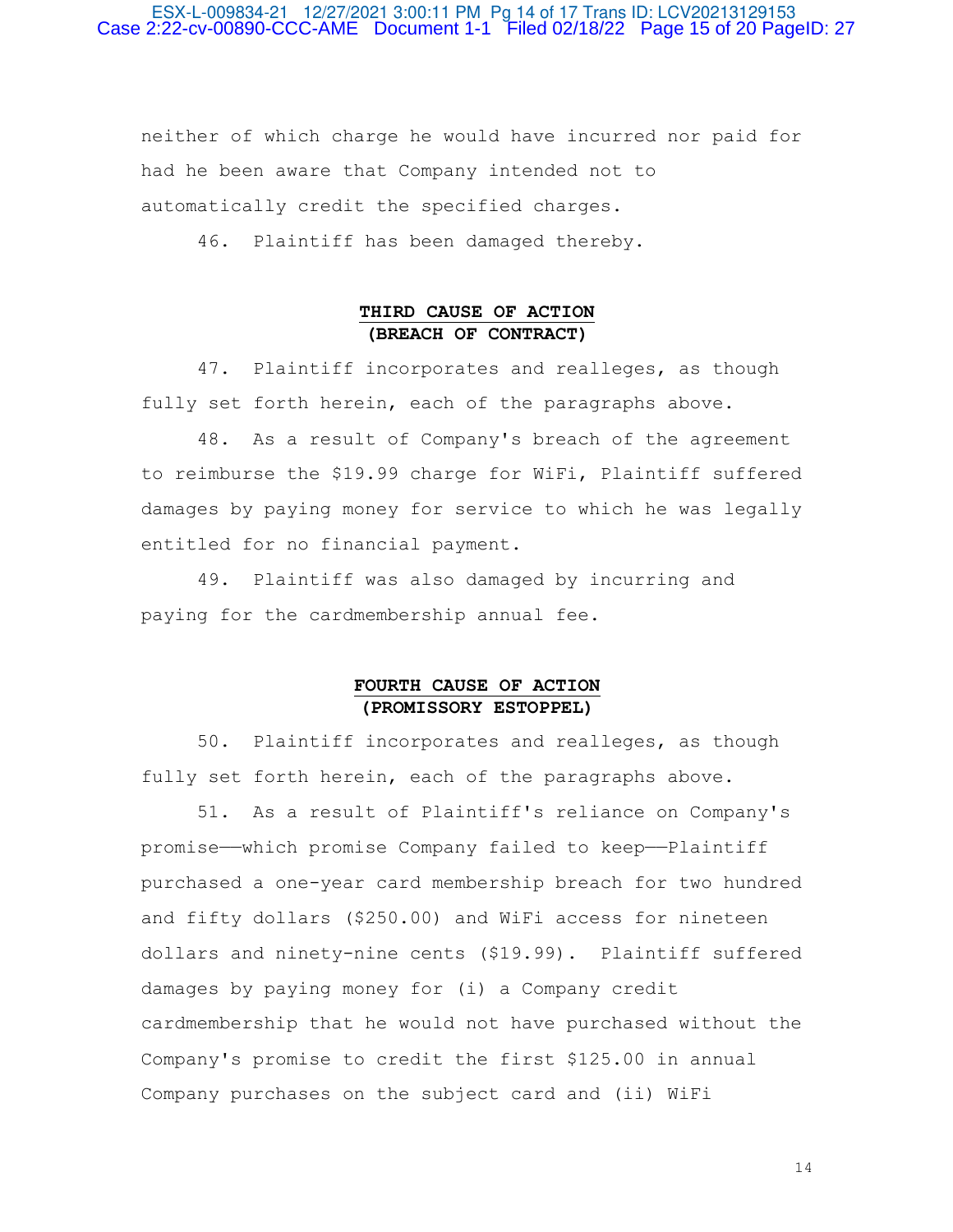neither of which charge he would have incurred nor paid for had he been aware that Company intended not to automatically credit the specified charges.

46. Plaintiff has been damaged thereby.

## THIRD CAUSE OF ACTION
## (BREACH OF CONTRACT)

47. Plaintiff incorporates and realleges, as though fully set forth herein, each of the paragraphs above.

48. As a result of Company's breach of the agreement to reimburse the $19.99 charge for WiFi, Plaintiff suffered damages by paying money for service to which he was legally entitled for no financial payment.

49. Plaintiff was also damaged by incurring and paying for the cardmembership annual fee.

## FOURTH CAUSE OF ACTION
## (PROMISSORY ESTOPPEL)

50. Plaintiff incorporates and realleges, as though fully set forth herein, each of the paragraphs above.

51. As a result of Plaintiff's reliance on Company's promise——which promise Company failed to keep——Plaintiff purchased a one-year card membership breach for two hundred and fifty dollars ($250.00) and WiFi access for nineteen dollars and ninety-nine cents ($19.99). Plaintiff suffered damages by paying money for (i) a Company credit cardmembership that he would not have purchased without the Company's promise to credit the first $125.00 in annual Company purchases on the subject card and (ii) WiFi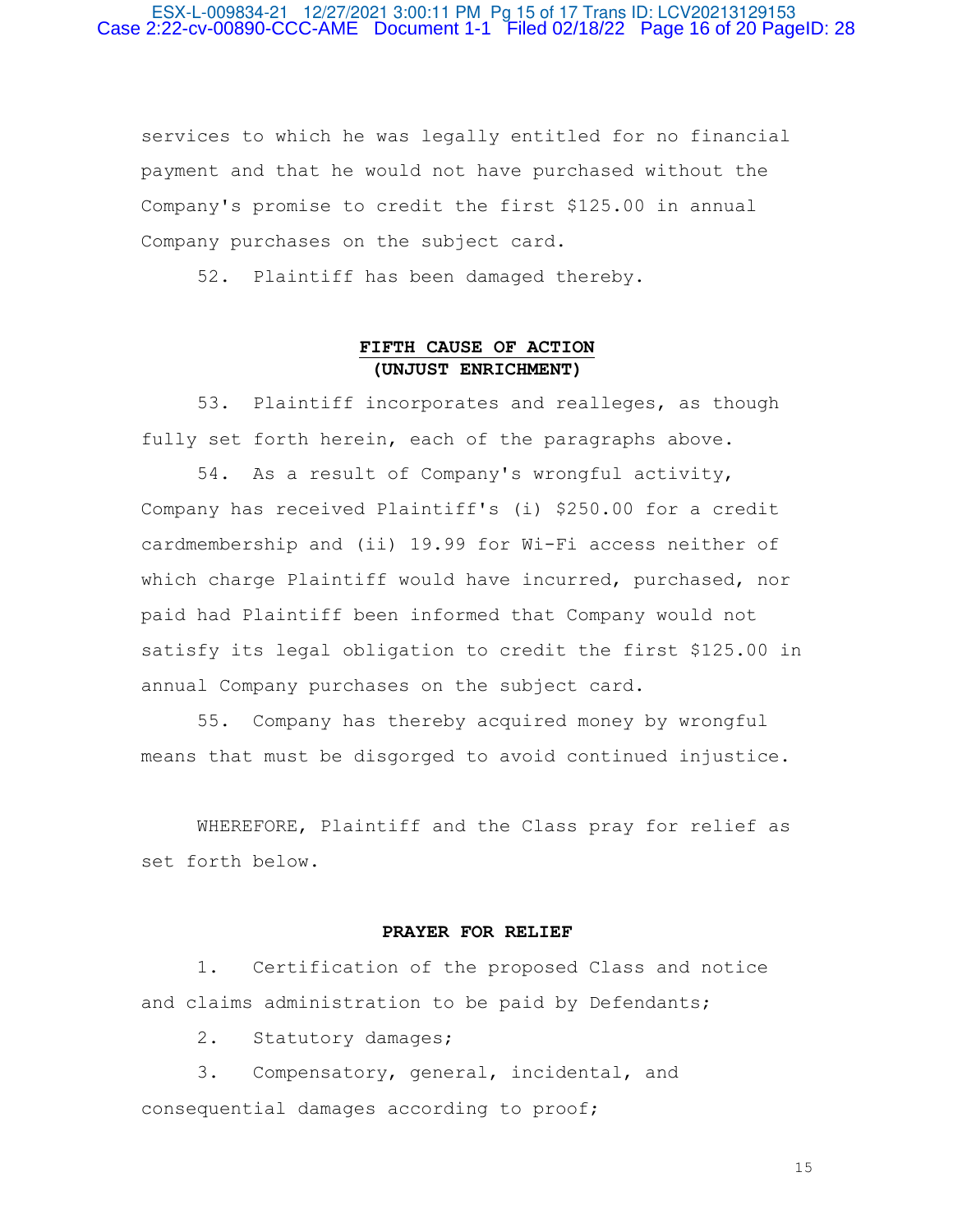services to which he was legally entitled for no financial payment and that he would not have purchased without the Company's promise to credit the first $125.00 in annual Company purchases on the subject card.

52. Plaintiff has been damaged thereby.

## FIFTH CAUSE OF ACTION
**(UNJUST ENRICHMENT)**

53. Plaintiff incorporates and realleges, as though fully set forth herein, each of the paragraphs above.

54. As a result of Company's wrongful activity, Company has received Plaintiff's (i) $250.00 for a credit cardmembership and (ii) 19.99 for Wi-Fi access neither of which charge Plaintiff would have incurred, purchased, nor paid had Plaintiff been informed that Company would not satisfy its legal obligation to credit the first $125.00 in annual Company purchases on the subject card.

55. Company has thereby acquired money by wrongful means that must be disgorged to avoid continued injustice.

WHEREFORE, Plaintiff and the Class pray for relief as set forth below.

## PRAYER FOR RELIEF

1. Certification of the proposed Class and notice and claims administration to be paid by Defendants;

2. Statutory damages;

3. Compensatory, general, incidental, and consequential damages according to proof;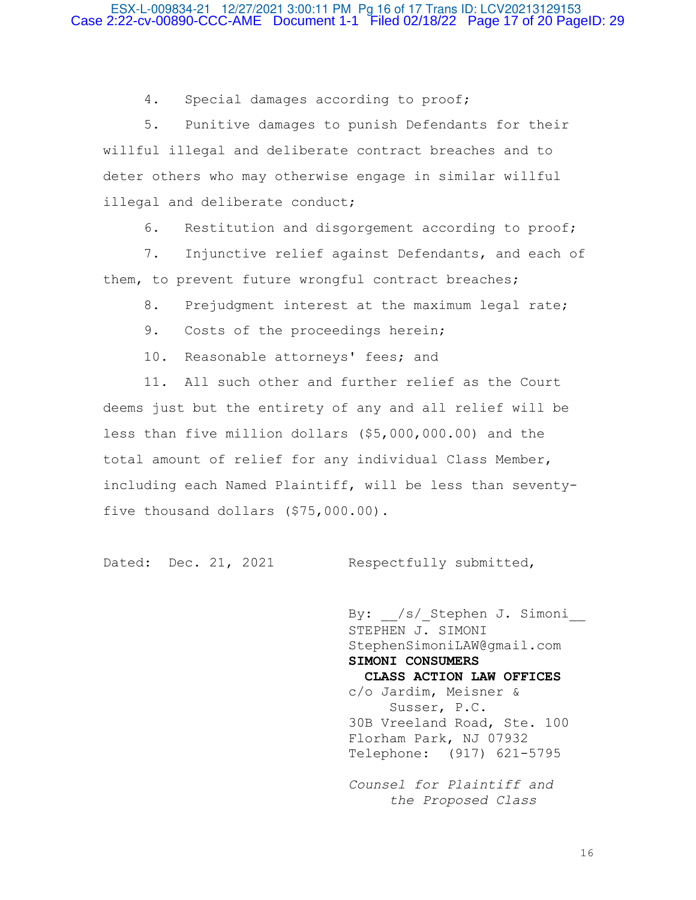4. Special damages according to proof;

5. Punitive damages to punish Defendants for their willful illegal and deliberate contract breaches and to deter others who may otherwise engage in similar willful illegal and deliberate conduct;

6. Restitution and disgorgement according to proof;

7. Injunctive relief against Defendants, and each of them, to prevent future wrongful contract breaches;

8. Prejudgment interest at the maximum legal rate;

9. Costs of the proceedings herein;

10. Reasonable attorneys' fees; and

11. All such other and further relief as the Court deems just but the entirety of any and all relief will be less than five million dollars ($5,000,000.00) and the total amount of relief for any individual Class Member, including each Named Plaintiff, will be less than seventy-five thousand dollars ($75,000.00).

Dated: Dec. 21, 2021

Respectfully submitted,

By: __/s/_Stephen J. Simoni__
STEPHEN J. SIMONI
StephenSimoniLAW@gmail.com
**SIMONI CONSUMERS CLASS ACTION LAW OFFICES**
c/o Jardim, Meisner & Susser, P.C.
30B Vreeland Road, Ste. 100
Florham Park, NJ 07932
Telephone: (917) 621-5795

*Counsel for Plaintiff and the Proposed Class*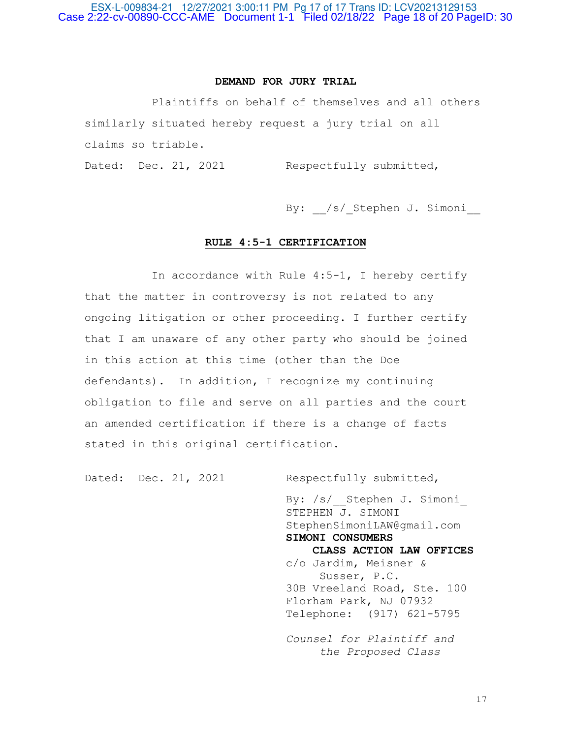**DEMAND FOR JURY TRIAL**

Plaintiffs on behalf of themselves and all others similarly situated hereby request a jury trial on all claims so triable.

Dated: Dec. 21, 2021 Respectfully submitted,

By: __/s/_Stephen J. Simoni__

**RULE 4:5-1 CERTIFICATION**

In accordance with Rule 4:5-1, I hereby certify that the matter in controversy is not related to any ongoing litigation or other proceeding. I further certify that I am unaware of any other party who should be joined in this action at this time (other than the Doe defendants). In addition, I recognize my continuing obligation to file and serve on all parties and the court an amended certification if there is a change of facts stated in this original certification.

Dated: Dec. 21, 2021 Respectfully submitted,

By: /s/__Stephen J. Simoni_
STEPHEN J. SIMONI
StephenSimoniLAW@gmail.com
**SIMONI CONSUMERS CLASS ACTION LAW OFFICES**
c/o Jardim, Meisner & Susser, P.C.
30B Vreeland Road, Ste. 100
Florham Park, NJ 07932
Telephone: (917) 621-5795

*Counsel for Plaintiff and the Proposed Class*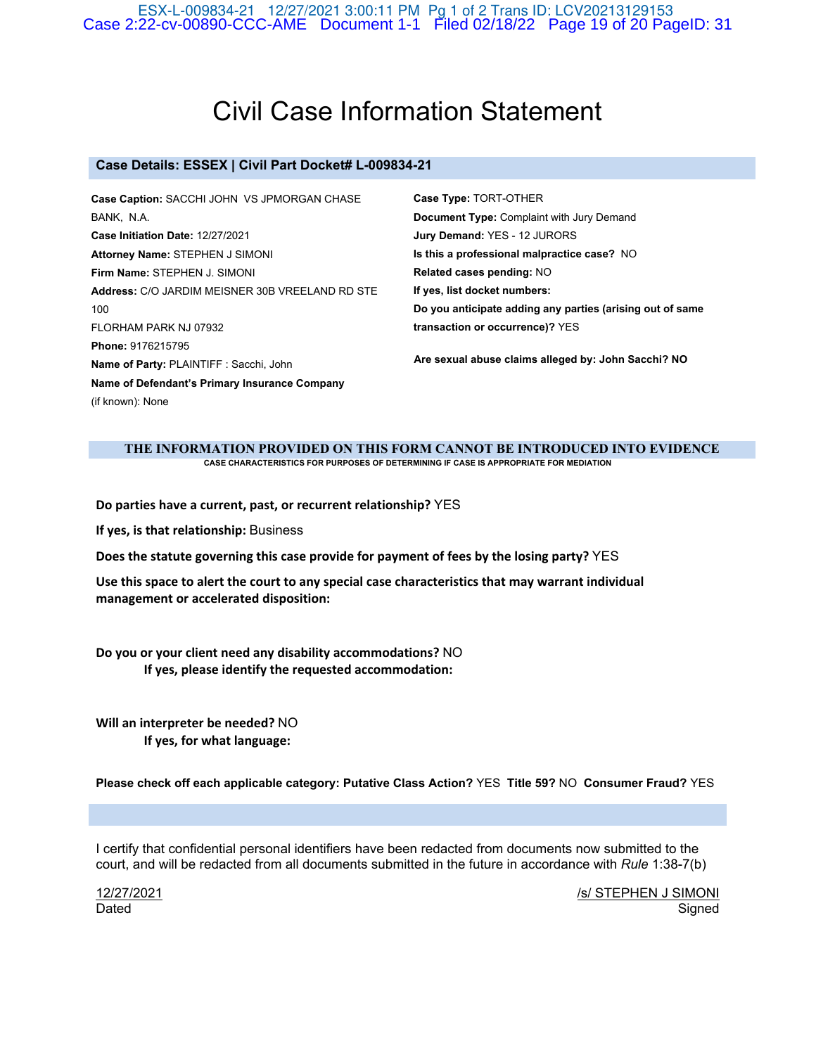# Civil Case Information Statement

## Case Details: ESSEX | Civil Part Docket# L-009834-21

**Case Caption:** SACCHI JOHN VS JPMORGAN CHASE BANK, N.A.
**Case Initiation Date:** 12/27/2021
**Attorney Name:** STEPHEN J SIMONI
**Firm Name:** STEPHEN J. SIMONI
**Address:** C/O JARDIM MEISNER 30B VREELAND RD STE 100
FLORHAM PARK NJ 07932
**Phone:** 9176215795
**Name of Party:** PLAINTIFF : Sacchi, John
**Name of Defendant's Primary Insurance Company** (if known): None

**Case Type:** TORT-OTHER
**Document Type:** Complaint with Jury Demand
**Jury Demand:** YES - 12 JURORS
**Is this a professional malpractice case?** NO
**Related cases pending:** NO
**If yes, list docket numbers:**
**Do you anticipate adding any parties (arising out of same transaction or occurrence)?** YES

**Are sexual abuse claims alleged by: John Sacchi? NO**

**THE INFORMATION PROVIDED ON THIS FORM CANNOT BE INTRODUCED INTO EVIDENCE**
**CASE CHARACTERISTICS FOR PURPOSES OF DETERMINING IF CASE IS APPROPRIATE FOR MEDIATION**

**Do parties have a current, past, or recurrent relationship?** YES

**If yes, is that relationship:** Business

**Does the statute governing this case provide for payment of fees by the losing party?** YES

**Use this space to alert the court to any special case characteristics that may warrant individual management or accelerated disposition:**

**Do you or your client need any disability accommodations?** NO
**If yes, please identify the requested accommodation:**

**Will an interpreter be needed?** NO
**If yes, for what language:**

**Please check off each applicable category: Putative Class Action?** YES **Title 59?** NO **Consumer Fraud?** YES

I certify that confidential personal identifiers have been redacted from documents now submitted to the court, and will be redacted from all documents submitted in the future in accordance with *Rule* 1:38-7(b)

12/27/2021
Dated

/s/ STEPHEN J SIMONI
Signed